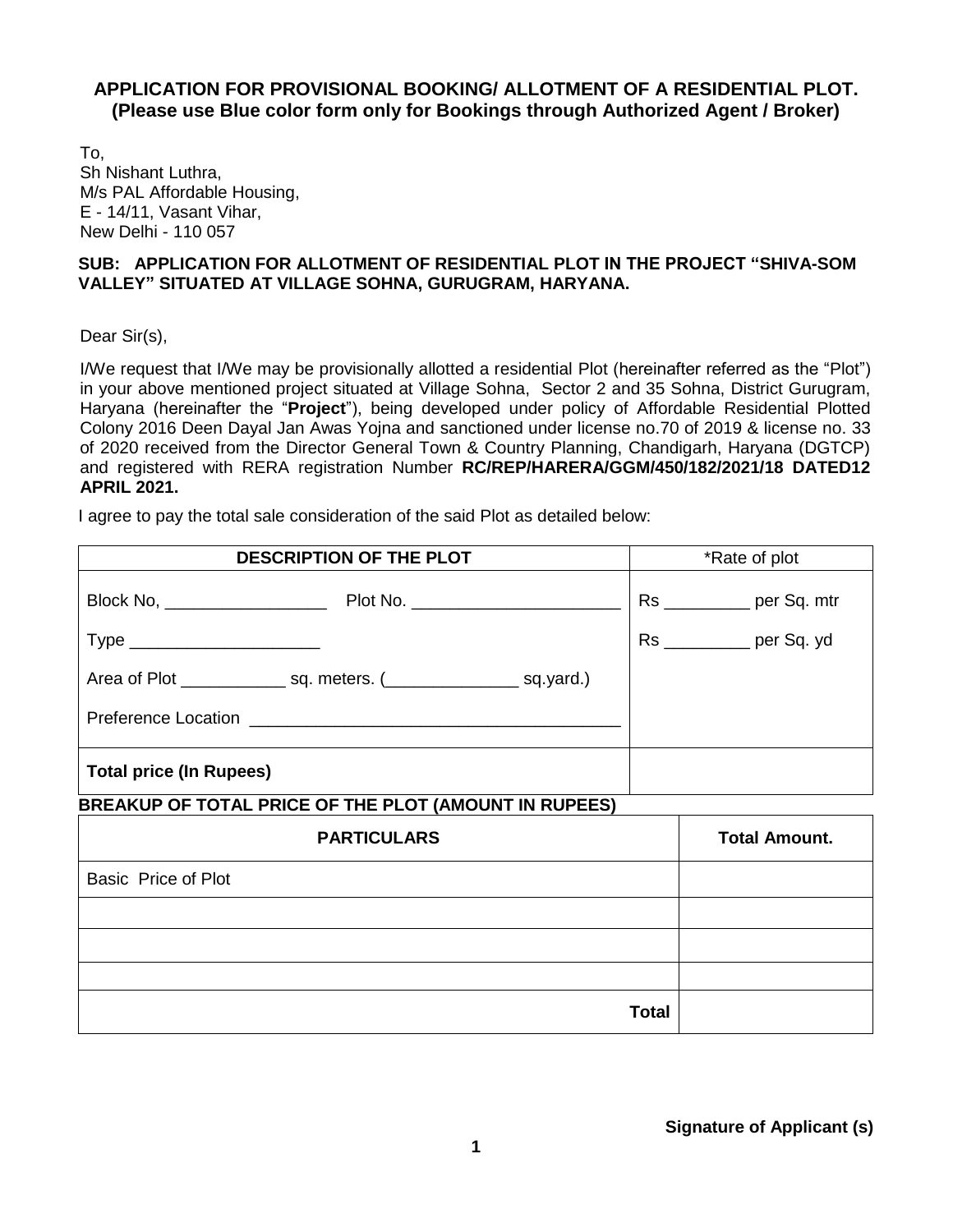# APPLICATION FOR PROVISIONAL BOOKING/ ALLOTMENT OF A RESIDENTIAL PLOT.
**(Please use Blue color form only for Bookings through Authorized Agent / Broker)**

To,
Sh Nishant Luthra,
M/s PAL Affordable Housing,
E - 14/11, Vasant Vihar,
New Delhi - 110 057

**SUB: APPLICATION FOR ALLOTMENT OF RESIDENTIAL PLOT IN THE PROJECT "SHIVA-SOM VALLEY" SITUATED AT VILLAGE SOHNA, GURUGRAM, HARYANA.**

Dear Sir(s),

I/We request that I/We may be provisionally allotted a residential Plot (hereinafter referred as the "Plot") in your above mentioned project situated at Village Sohna, Sector 2 and 35 Sohna, District Gurugram, Haryana (hereinafter the "**Project**"), being developed under policy of Affordable Residential Plotted Colony 2016 Deen Dayal Jan Awas Yojna and sanctioned under license no.70 of 2019 & license no. 33 of 2020 received from the Director General Town & Country Planning, Chandigarh, Haryana (DGTCP) and registered with RERA registration Number **RC/REP/HARERA/GGM/450/182/2021/18 DATED12 APRIL 2021.**

I agree to pay the total sale consideration of the said Plot as detailed below:

| DESCRIPTION OF THE PLOT | *Rate of plot |
|---|---|
| Block No, _________________ Plot No. ______________________<br>Type ____________________<br>Area of Plot ___________ sq. meters. (______________ sq.yard.)<br>Preference Location ______________________________________ | Rs _________ per Sq. mtr<br>Rs _________ per Sq. yd |
| **Total price (In Rupees)** | |

**BREAKUP OF TOTAL PRICE OF THE PLOT (AMOUNT IN RUPEES)**

| PARTICULARS | Total Amount. |
|---|---|
| Basic Price of Plot | |
| | |
| | |
| | |
| **Total** | |

**Signature of Applicant (s)**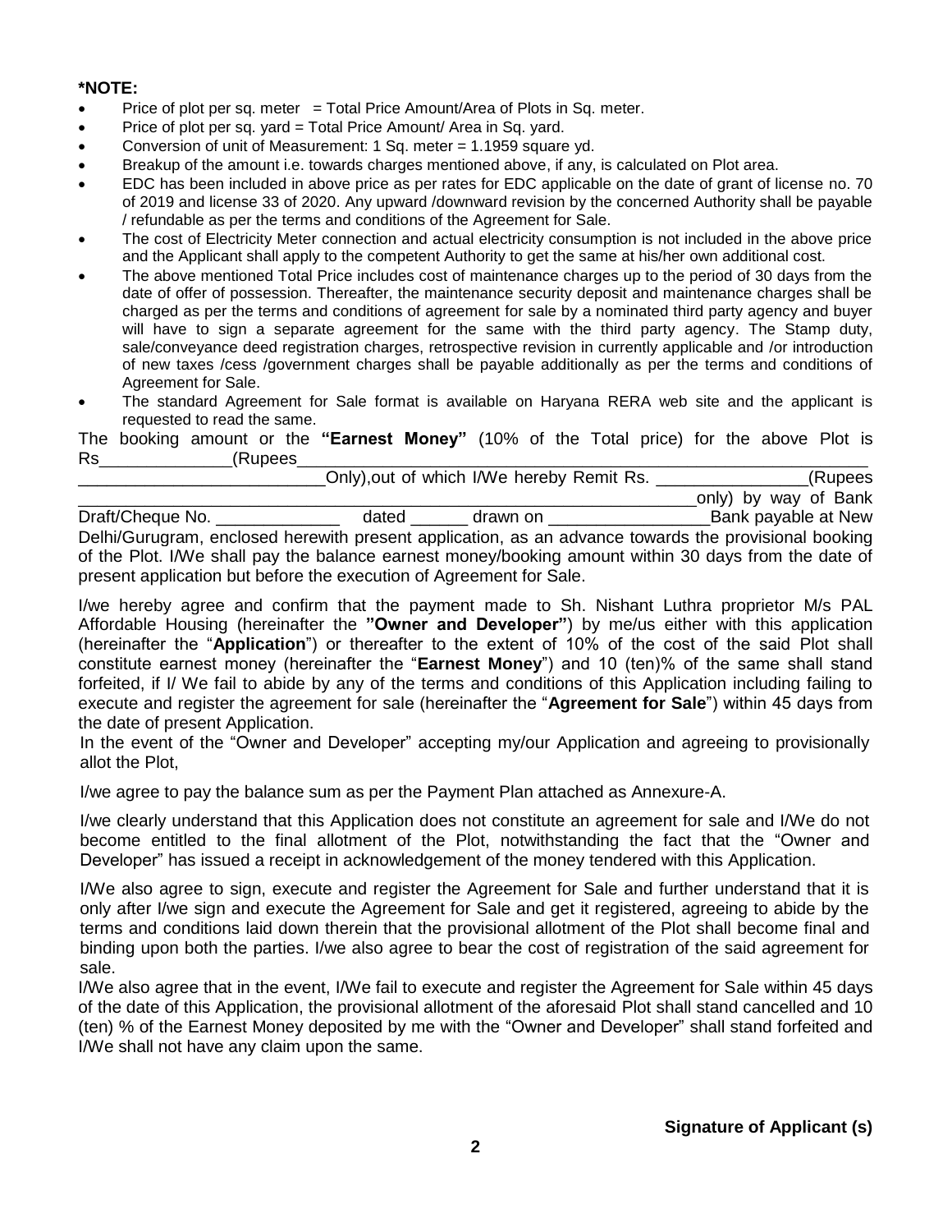**\*NOTE:**

- Price of plot per sq. meter = Total Price Amount/Area of Plots in Sq. meter.
- Price of plot per sq. yard = Total Price Amount/ Area in Sq. yard.
- Conversion of unit of Measurement: 1 Sq. meter = 1.1959 square yd.
- Breakup of the amount i.e. towards charges mentioned above, if any, is calculated on Plot area.
- EDC has been included in above price as per rates for EDC applicable on the date of grant of license no. 70 of 2019 and license 33 of 2020. Any upward /downward revision by the concerned Authority shall be payable / refundable as per the terms and conditions of the Agreement for Sale.
- The cost of Electricity Meter connection and actual electricity consumption is not included in the above price and the Applicant shall apply to the competent Authority to get the same at his/her own additional cost.
- The above mentioned Total Price includes cost of maintenance charges up to the period of 30 days from the date of offer of possession. Thereafter, the maintenance security deposit and maintenance charges shall be charged as per the terms and conditions of agreement for sale by a nominated third party agency and buyer will have to sign a separate agreement for the same with the third party agency. The Stamp duty, sale/conveyance deed registration charges, retrospective revision in currently applicable and /or introduction of new taxes /cess /government charges shall be payable additionally as per the terms and conditions of Agreement for Sale.
- The standard Agreement for Sale format is available on Haryana RERA web site and the applicant is requested to read the same.

The booking amount or the **"Earnest Money"** (10% of the Total price) for the above Plot is Rs______________(Rupees__________________________________________________________________ __________________________Only),out of which I/We hereby Remit Rs. ________________(Rupees ____________________________________________________________________only) by way of Bank Draft/Cheque No. _____________ dated ______ drawn on _________________Bank payable at New Delhi/Gurugram, enclosed herewith present application, as an advance towards the provisional booking of the Plot. I/We shall pay the balance earnest money/booking amount within 30 days from the date of present application but before the execution of Agreement for Sale.

I/we hereby agree and confirm that the payment made to Sh. Nishant Luthra proprietor M/s PAL Affordable Housing (hereinafter the **"Owner and Developer"**) by me/us either with this application (hereinafter the "**Application**") or thereafter to the extent of 10% of the cost of the said Plot shall constitute earnest money (hereinafter the "**Earnest Money**") and 10 (ten)% of the same shall stand forfeited, if I/ We fail to abide by any of the terms and conditions of this Application including failing to execute and register the agreement for sale (hereinafter the "**Agreement for Sale**") within 45 days from the date of present Application.

In the event of the "Owner and Developer" accepting my/our Application and agreeing to provisionally allot the Plot,

I/we agree to pay the balance sum as per the Payment Plan attached as Annexure-A.

I/we clearly understand that this Application does not constitute an agreement for sale and I/We do not become entitled to the final allotment of the Plot, notwithstanding the fact that the "Owner and Developer" has issued a receipt in acknowledgement of the money tendered with this Application.

I/We also agree to sign, execute and register the Agreement for Sale and further understand that it is only after I/we sign and execute the Agreement for Sale and get it registered, agreeing to abide by the terms and conditions laid down therein that the provisional allotment of the Plot shall become final and binding upon both the parties. I/we also agree to bear the cost of registration of the said agreement for sale.

I/We also agree that in the event, I/We fail to execute and register the Agreement for Sale within 45 days of the date of this Application, the provisional allotment of the aforesaid Plot shall stand cancelled and 10 (ten) % of the Earnest Money deposited by me with the "Owner and Developer" shall stand forfeited and I/We shall not have any claim upon the same.

**Signature of Applicant (s)**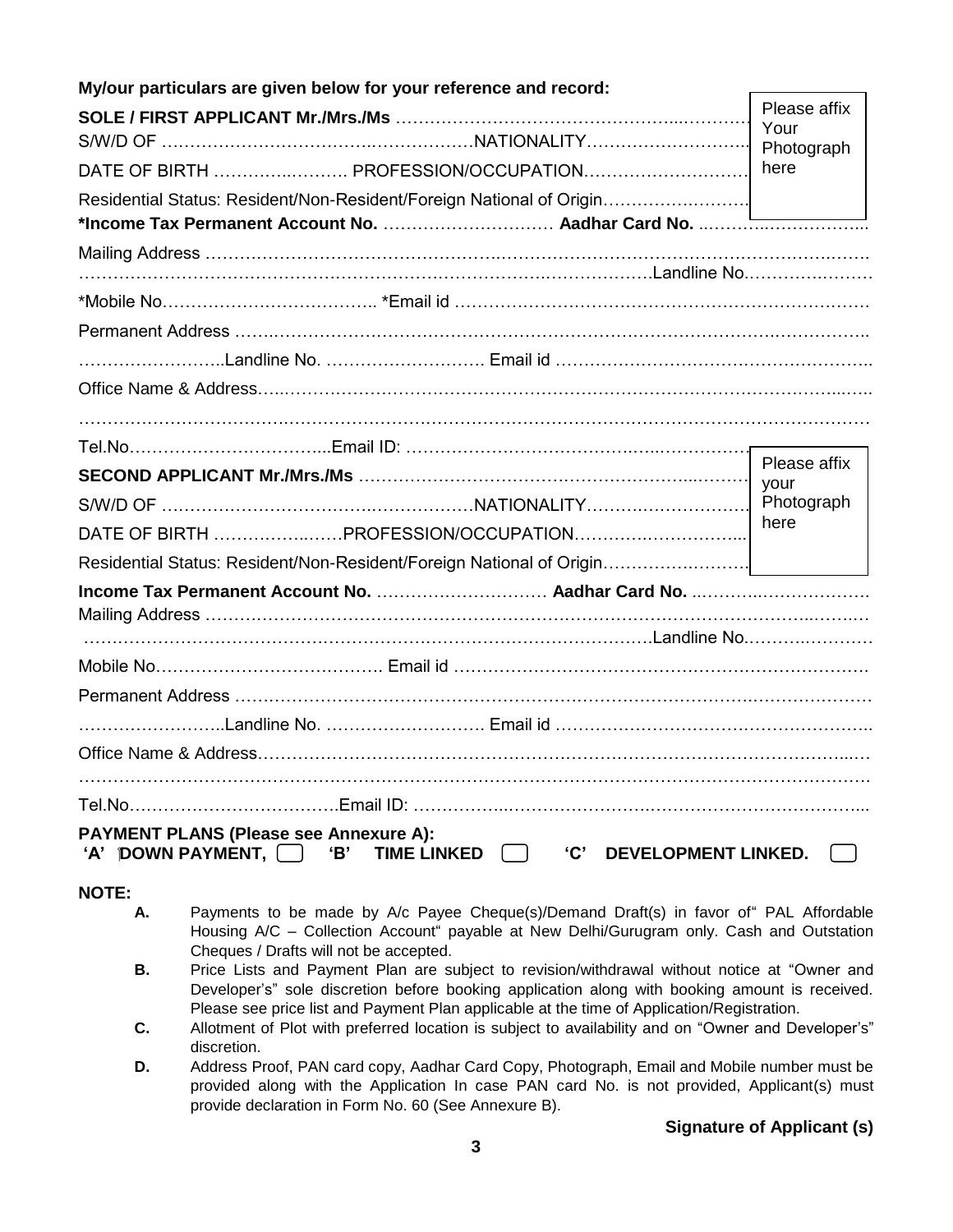**My/our particulars are given below for your reference and record:**

**SOLE / FIRST APPLICANT Mr./Mrs./Ms** ……………………………………………………

Please affix Your Photograph here

S/W/D OF ………………………………………………NATIONALITY………………………

DATE OF BIRTH ……………………. PROFESSION/OCCUPATION………………………

Residential Status: Resident/Non-Resident/Foreign National of Origin……………………

***Income Tax Permanent Account No.** ………………………… **Aadhar Card No.** ……………………

Mailing Address ……………………………………………………………………………………………
…………………………………………………………………………………Landline No.…………………

*Mobile No……………………………….. *Email id ………………………………………………………

Permanent Address ……………………………………………………………………………………………..

……………………..Landline No. ………………………. Email id ………………………………………………..

Office Name & Address……………………………………………………………………………………………..

……………………………………………………………………………………………………………………

Tel.No……………………………...Email ID: …………………………………………………

**SECOND APPLICANT Mr./Mrs./Ms** ……………………………………………………

Please affix your Photograph here

S/W/D OF ………………………………………………NATIONALITY………………………

DATE OF BIRTH …………………PROFESSION/OCCUPATION………………………...

Residential Status: Resident/Non-Resident/Foreign National of Origin……………………

**Income Tax Permanent Account No.** ………………………… **Aadhar Card No.** ……………………….

Mailing Address ………………………………………………………………………………………………

…………………………………………………………………………………Landline No.…………………

Mobile No…………………………………. Email id ……………………………………………………………

Permanent Address ……………………………………………………………………………………………

……………………..Landline No. ………………………. Email id ………………………………………………..

Office Name & Address…………………………………………………………………………………………

……………………………………………………………………………………………………………………

Tel.No………………………………Email ID: ……………………………………………………………………...

**PAYMENT PLANS (Please see Annexure A):**
**'A' DOWN PAYMENT,** ☐ **'B' TIME LINKED** ☐ **'C' DEVELOPMENT LINKED.** ☐

**NOTE:**

**A.** Payments to be made by A/c Payee Cheque(s)/Demand Draft(s) in favor of" PAL Affordable Housing A/C – Collection Account" payable at New Delhi/Gurugram only. Cash and Outstation Cheques / Drafts will not be accepted.

**B.** Price Lists and Payment Plan are subject to revision/withdrawal without notice at "Owner and Developer's" sole discretion before booking application along with booking amount is received. Please see price list and Payment Plan applicable at the time of Application/Registration.

**C.** Allotment of Plot with preferred location is subject to availability and on "Owner and Developer's" discretion.

**D.** Address Proof, PAN card copy, Aadhar Card Copy, Photograph, Email and Mobile number must be provided along with the Application In case PAN card No. is not provided, Applicant(s) must provide declaration in Form No. 60 (See Annexure B).

**Signature of Applicant (s)**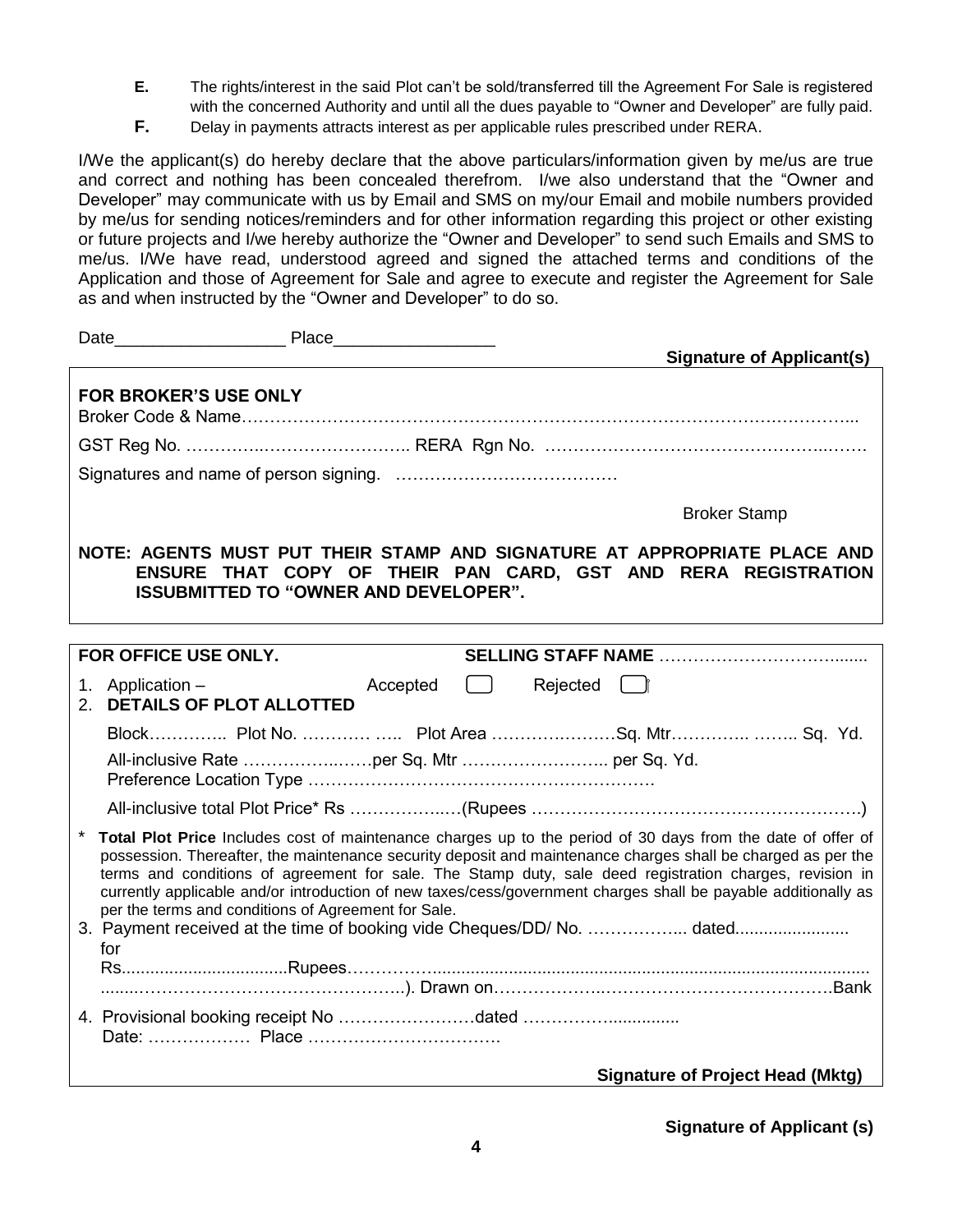**E.** The rights/interest in the said Plot can't be sold/transferred till the Agreement For Sale is registered with the concerned Authority and until all the dues payable to "Owner and Developer" are fully paid.

**F.** Delay in payments attracts interest as per applicable rules prescribed under RERA.

I/We the applicant(s) do hereby declare that the above particulars/information given by me/us are true and correct and nothing has been concealed therefrom. I/we also understand that the "Owner and Developer" may communicate with us by Email and SMS on my/our Email and mobile numbers provided by me/us for sending notices/reminders and for other information regarding this project or other existing or future projects and I/we hereby authorize the "Owner and Developer" to send such Emails and SMS to me/us. I/We have read, understood agreed and signed the attached terms and conditions of the Application and those of Agreement for Sale and agree to execute and register the Agreement for Sale as and when instructed by the "Owner and Developer" to do so.

Date_________________ Place________________

**Signature of Applicant(s)**

**FOR BROKER'S USE ONLY**

Broker Code & Name…………………………………………………………………………………………...

GST Reg No. …………..…………………….. RERA Rgn No. ………………………………………..…….

Signatures and name of person signing. …………………………………

Broker Stamp

**NOTE: AGENTS MUST PUT THEIR STAMP AND SIGNATURE AT APPROPRIATE PLACE AND ENSURE THAT COPY OF THEIR PAN CARD, GST AND RERA REGISTRATION ISSUBMITTED TO "OWNER AND DEVELOPER".**

**FOR OFFICE USE ONLY.** **SELLING STAFF NAME** …………………………........

1. Application – Accepted ☐ Rejected ☐
2. **DETAILS OF PLOT ALLOTTED**

Block………….. Plot No. ………… ….. Plot Area ………….………Sq. Mtr………….. …….. Sq. Yd.

All-inclusive Rate ……………..……per Sq. Mtr …………………….. per Sq. Yd.
Preference Location Type ……………………………………………………

All-inclusive total Plot Price* Rs ……………..…(Rupees ……………………………………………….)

\* **Total Plot Price** Includes cost of maintenance charges up to the period of 30 days from the date of offer of possession. Thereafter, the maintenance security deposit and maintenance charges shall be charged as per the terms and conditions of agreement for sale. The Stamp duty, sale deed registration charges, revision in currently applicable and/or introduction of new taxes/cess/government charges shall be payable additionally as per the terms and conditions of Agreement for Sale.

3. Payment received at the time of booking vide Cheques/DD/ No. ……………... dated........................ for Rs...................................Rupees…………............................................................................................ ........……………………………………..). Drawn on………………..………………………………….Bank

4. Provisional booking receipt No ……………………dated ……………............... Date: ……………… Place …………………………….

**Signature of Project Head (Mktg)**

**Signature of Applicant (s)**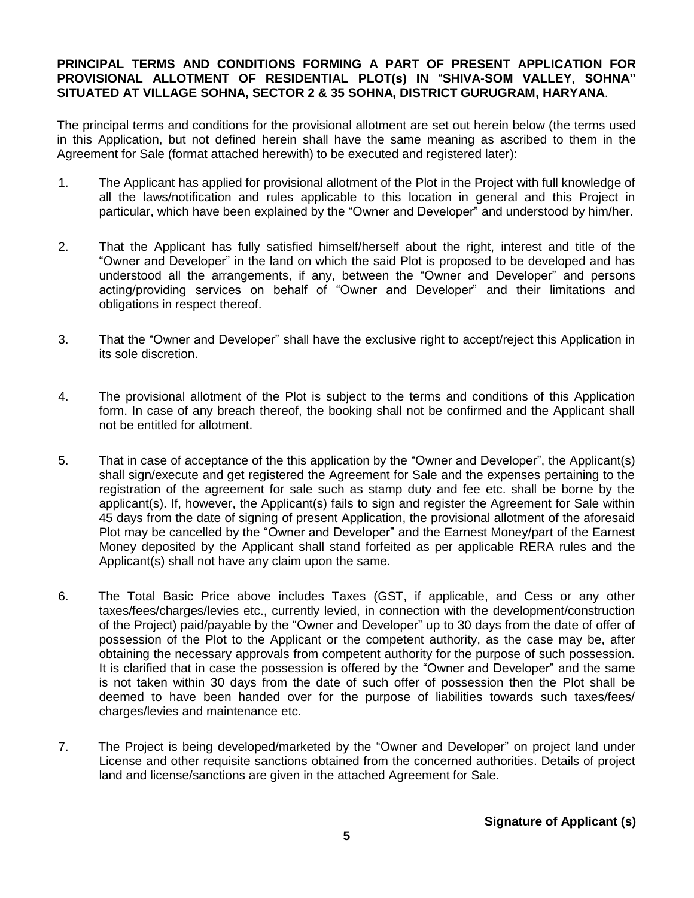**PRINCIPAL TERMS AND CONDITIONS FORMING A PART OF PRESENT APPLICATION FOR PROVISIONAL ALLOTMENT OF RESIDENTIAL PLOT(s) IN "SHIVA-SOM VALLEY, SOHNA" SITUATED AT VILLAGE SOHNA, SECTOR 2 & 35 SOHNA, DISTRICT GURUGRAM, HARYANA**.

The principal terms and conditions for the provisional allotment are set out herein below (the terms used in this Application, but not defined herein shall have the same meaning as ascribed to them in the Agreement for Sale (format attached herewith) to be executed and registered later):

1. The Applicant has applied for provisional allotment of the Plot in the Project with full knowledge of all the laws/notification and rules applicable to this location in general and this Project in particular, which have been explained by the "Owner and Developer" and understood by him/her.

2. That the Applicant has fully satisfied himself/herself about the right, interest and title of the "Owner and Developer" in the land on which the said Plot is proposed to be developed and has understood all the arrangements, if any, between the "Owner and Developer" and persons acting/providing services on behalf of "Owner and Developer" and their limitations and obligations in respect thereof.

3. That the "Owner and Developer" shall have the exclusive right to accept/reject this Application in its sole discretion.

4. The provisional allotment of the Plot is subject to the terms and conditions of this Application form. In case of any breach thereof, the booking shall not be confirmed and the Applicant shall not be entitled for allotment.

5. That in case of acceptance of the this application by the "Owner and Developer", the Applicant(s) shall sign/execute and get registered the Agreement for Sale and the expenses pertaining to the registration of the agreement for sale such as stamp duty and fee etc. shall be borne by the applicant(s). If, however, the Applicant(s) fails to sign and register the Agreement for Sale within 45 days from the date of signing of present Application, the provisional allotment of the aforesaid Plot may be cancelled by the "Owner and Developer" and the Earnest Money/part of the Earnest Money deposited by the Applicant shall stand forfeited as per applicable RERA rules and the Applicant(s) shall not have any claim upon the same.

6. The Total Basic Price above includes Taxes (GST, if applicable, and Cess or any other taxes/fees/charges/levies etc., currently levied, in connection with the development/construction of the Project) paid/payable by the "Owner and Developer" up to 30 days from the date of offer of possession of the Plot to the Applicant or the competent authority, as the case may be, after obtaining the necessary approvals from competent authority for the purpose of such possession. It is clarified that in case the possession is offered by the "Owner and Developer" and the same is not taken within 30 days from the date of such offer of possession then the Plot shall be deemed to have been handed over for the purpose of liabilities towards such taxes/fees/ charges/levies and maintenance etc.

7. The Project is being developed/marketed by the "Owner and Developer" on project land under License and other requisite sanctions obtained from the concerned authorities. Details of project land and license/sanctions are given in the attached Agreement for Sale.

**Signature of Applicant (s)**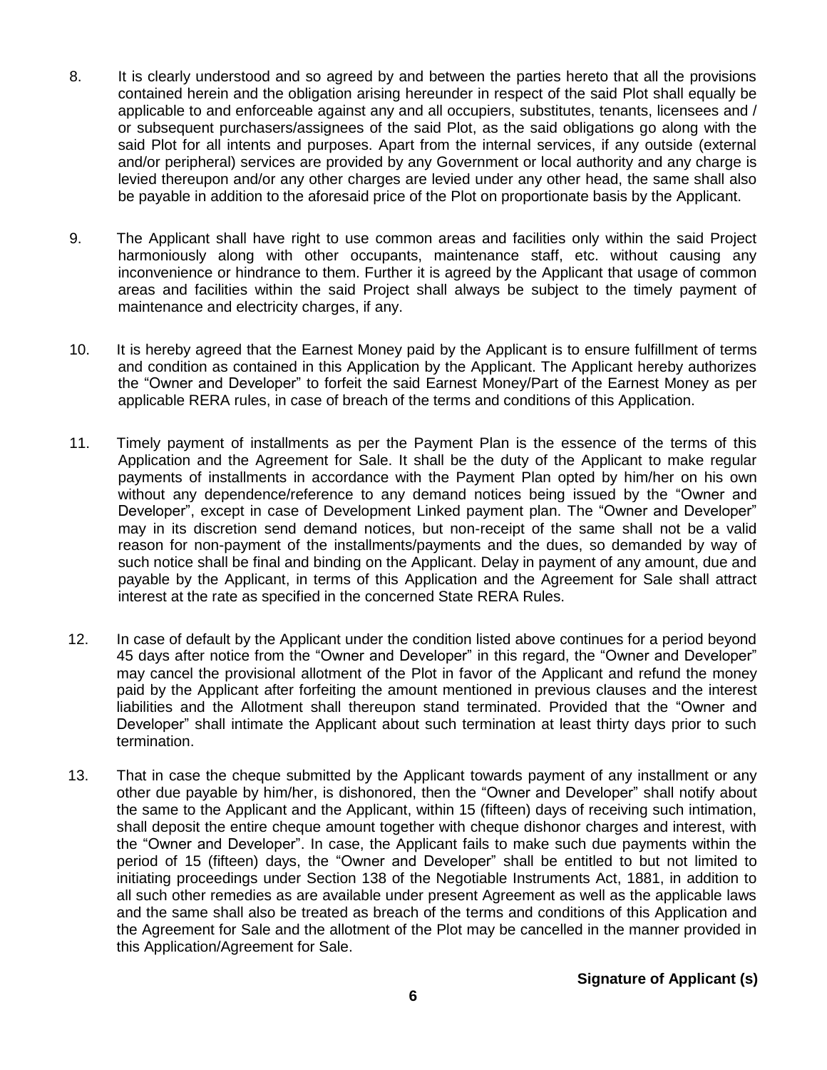8. It is clearly understood and so agreed by and between the parties hereto that all the provisions contained herein and the obligation arising hereunder in respect of the said Plot shall equally be applicable to and enforceable against any and all occupiers, substitutes, tenants, licensees and / or subsequent purchasers/assignees of the said Plot, as the said obligations go along with the said Plot for all intents and purposes. Apart from the internal services, if any outside (external and/or peripheral) services are provided by any Government or local authority and any charge is levied thereupon and/or any other charges are levied under any other head, the same shall also be payable in addition to the aforesaid price of the Plot on proportionate basis by the Applicant.

9. The Applicant shall have right to use common areas and facilities only within the said Project harmoniously along with other occupants, maintenance staff, etc. without causing any inconvenience or hindrance to them. Further it is agreed by the Applicant that usage of common areas and facilities within the said Project shall always be subject to the timely payment of maintenance and electricity charges, if any.

10. It is hereby agreed that the Earnest Money paid by the Applicant is to ensure fulfillment of terms and condition as contained in this Application by the Applicant. The Applicant hereby authorizes the "Owner and Developer" to forfeit the said Earnest Money/Part of the Earnest Money as per applicable RERA rules, in case of breach of the terms and conditions of this Application.

11. Timely payment of installments as per the Payment Plan is the essence of the terms of this Application and the Agreement for Sale. It shall be the duty of the Applicant to make regular payments of installments in accordance with the Payment Plan opted by him/her on his own without any dependence/reference to any demand notices being issued by the "Owner and Developer", except in case of Development Linked payment plan. The "Owner and Developer" may in its discretion send demand notices, but non-receipt of the same shall not be a valid reason for non-payment of the installments/payments and the dues, so demanded by way of such notice shall be final and binding on the Applicant. Delay in payment of any amount, due and payable by the Applicant, in terms of this Application and the Agreement for Sale shall attract interest at the rate as specified in the concerned State RERA Rules.

12. In case of default by the Applicant under the condition listed above continues for a period beyond 45 days after notice from the "Owner and Developer" in this regard, the "Owner and Developer" may cancel the provisional allotment of the Plot in favor of the Applicant and refund the money paid by the Applicant after forfeiting the amount mentioned in previous clauses and the interest liabilities and the Allotment shall thereupon stand terminated. Provided that the "Owner and Developer" shall intimate the Applicant about such termination at least thirty days prior to such termination.

13. That in case the cheque submitted by the Applicant towards payment of any installment or any other due payable by him/her, is dishonored, then the "Owner and Developer" shall notify about the same to the Applicant and the Applicant, within 15 (fifteen) days of receiving such intimation, shall deposit the entire cheque amount together with cheque dishonor charges and interest, with the "Owner and Developer". In case, the Applicant fails to make such due payments within the period of 15 (fifteen) days, the "Owner and Developer" shall be entitled to but not limited to initiating proceedings under Section 138 of the Negotiable Instruments Act, 1881, in addition to all such other remedies as are available under present Agreement as well as the applicable laws and the same shall also be treated as breach of the terms and conditions of this Application and the Agreement for Sale and the allotment of the Plot may be cancelled in the manner provided in this Application/Agreement for Sale.

**Signature of Applicant (s)**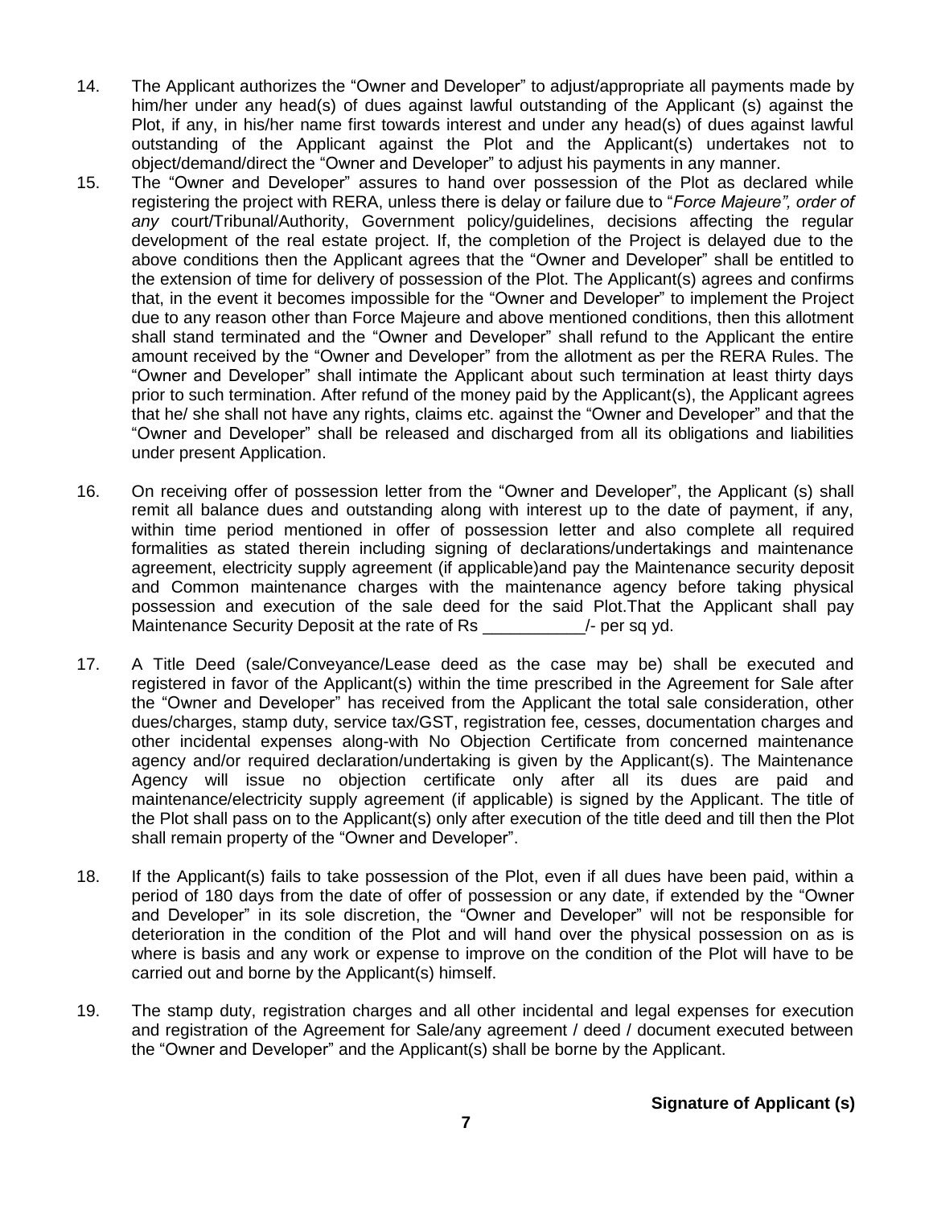14. The Applicant authorizes the "Owner and Developer" to adjust/appropriate all payments made by him/her under any head(s) of dues against lawful outstanding of the Applicant (s) against the Plot, if any, in his/her name first towards interest and under any head(s) of dues against lawful outstanding of the Applicant against the Plot and the Applicant(s) undertakes not to object/demand/direct the "Owner and Developer" to adjust his payments in any manner.

15. The "Owner and Developer" assures to hand over possession of the Plot as declared while registering the project with RERA, unless there is delay or failure due to "*Force Majeure", order of any* court/Tribunal/Authority, Government policy/guidelines, decisions affecting the regular development of the real estate project. If, the completion of the Project is delayed due to the above conditions then the Applicant agrees that the "Owner and Developer" shall be entitled to the extension of time for delivery of possession of the Plot. The Applicant(s) agrees and confirms that, in the event it becomes impossible for the "Owner and Developer" to implement the Project due to any reason other than Force Majeure and above mentioned conditions, then this allotment shall stand terminated and the "Owner and Developer" shall refund to the Applicant the entire amount received by the "Owner and Developer" from the allotment as per the RERA Rules. The "Owner and Developer" shall intimate the Applicant about such termination at least thirty days prior to such termination. After refund of the money paid by the Applicant(s), the Applicant agrees that he/ she shall not have any rights, claims etc. against the "Owner and Developer" and that the "Owner and Developer" shall be released and discharged from all its obligations and liabilities under present Application.

16. On receiving offer of possession letter from the "Owner and Developer", the Applicant (s) shall remit all balance dues and outstanding along with interest up to the date of payment, if any, within time period mentioned in offer of possession letter and also complete all required formalities as stated therein including signing of declarations/undertakings and maintenance agreement, electricity supply agreement (if applicable)and pay the Maintenance security deposit and Common maintenance charges with the maintenance agency before taking physical possession and execution of the sale deed for the said Plot.That the Applicant shall pay Maintenance Security Deposit at the rate of Rs ___________/- per sq yd.

17. A Title Deed (sale/Conveyance/Lease deed as the case may be) shall be executed and registered in favor of the Applicant(s) within the time prescribed in the Agreement for Sale after the "Owner and Developer" has received from the Applicant the total sale consideration, other dues/charges, stamp duty, service tax/GST, registration fee, cesses, documentation charges and other incidental expenses along-with No Objection Certificate from concerned maintenance agency and/or required declaration/undertaking is given by the Applicant(s). The Maintenance Agency will issue no objection certificate only after all its dues are paid and maintenance/electricity supply agreement (if applicable) is signed by the Applicant. The title of the Plot shall pass on to the Applicant(s) only after execution of the title deed and till then the Plot shall remain property of the "Owner and Developer".

18. If the Applicant(s) fails to take possession of the Plot, even if all dues have been paid, within a period of 180 days from the date of offer of possession or any date, if extended by the "Owner and Developer" in its sole discretion, the "Owner and Developer" will not be responsible for deterioration in the condition of the Plot and will hand over the physical possession on as is where is basis and any work or expense to improve on the condition of the Plot will have to be carried out and borne by the Applicant(s) himself.

19. The stamp duty, registration charges and all other incidental and legal expenses for execution and registration of the Agreement for Sale/any agreement / deed / document executed between the "Owner and Developer" and the Applicant(s) shall be borne by the Applicant.

**Signature of Applicant (s)**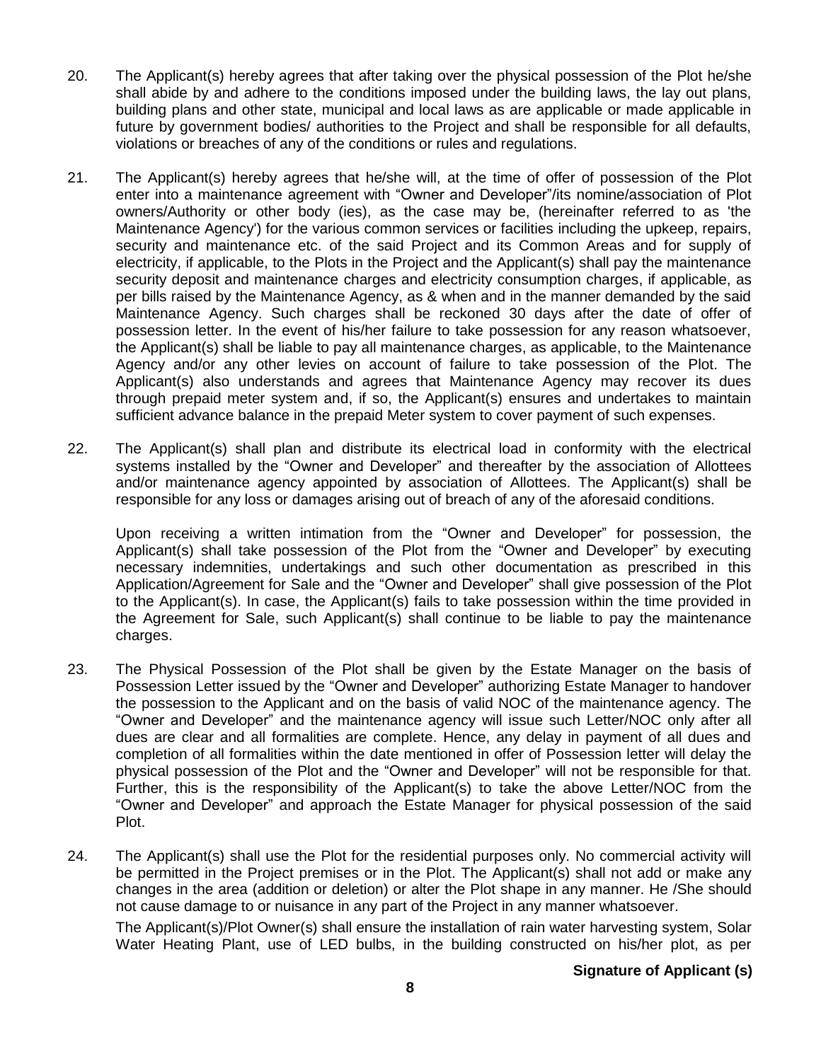20. The Applicant(s) hereby agrees that after taking over the physical possession of the Plot he/she shall abide by and adhere to the conditions imposed under the building laws, the lay out plans, building plans and other state, municipal and local laws as are applicable or made applicable in future by government bodies/ authorities to the Project and shall be responsible for all defaults, violations or breaches of any of the conditions or rules and regulations.

21. The Applicant(s) hereby agrees that he/she will, at the time of offer of possession of the Plot enter into a maintenance agreement with "Owner and Developer"/its nomine/association of Plot owners/Authority or other body (ies), as the case may be, (hereinafter referred to as 'the Maintenance Agency') for the various common services or facilities including the upkeep, repairs, security and maintenance etc. of the said Project and its Common Areas and for supply of electricity, if applicable, to the Plots in the Project and the Applicant(s) shall pay the maintenance security deposit and maintenance charges and electricity consumption charges, if applicable, as per bills raised by the Maintenance Agency, as & when and in the manner demanded by the said Maintenance Agency. Such charges shall be reckoned 30 days after the date of offer of possession letter. In the event of his/her failure to take possession for any reason whatsoever, the Applicant(s) shall be liable to pay all maintenance charges, as applicable, to the Maintenance Agency and/or any other levies on account of failure to take possession of the Plot. The Applicant(s) also understands and agrees that Maintenance Agency may recover its dues through prepaid meter system and, if so, the Applicant(s) ensures and undertakes to maintain sufficient advance balance in the prepaid Meter system to cover payment of such expenses.

22. The Applicant(s) shall plan and distribute its electrical load in conformity with the electrical systems installed by the "Owner and Developer" and thereafter by the association of Allottees and/or maintenance agency appointed by association of Allottees. The Applicant(s) shall be responsible for any loss or damages arising out of breach of any of the aforesaid conditions.

    Upon receiving a written intimation from the "Owner and Developer" for possession, the Applicant(s) shall take possession of the Plot from the "Owner and Developer" by executing necessary indemnities, undertakings and such other documentation as prescribed in this Application/Agreement for Sale and the "Owner and Developer" shall give possession of the Plot to the Applicant(s). In case, the Applicant(s) fails to take possession within the time provided in the Agreement for Sale, such Applicant(s) shall continue to be liable to pay the maintenance charges.

23. The Physical Possession of the Plot shall be given by the Estate Manager on the basis of Possession Letter issued by the "Owner and Developer" authorizing Estate Manager to handover the possession to the Applicant and on the basis of valid NOC of the maintenance agency. The "Owner and Developer" and the maintenance agency will issue such Letter/NOC only after all dues are clear and all formalities are complete. Hence, any delay in payment of all dues and completion of all formalities within the date mentioned in offer of Possession letter will delay the physical possession of the Plot and the "Owner and Developer" will not be responsible for that. Further, this is the responsibility of the Applicant(s) to take the above Letter/NOC from the "Owner and Developer" and approach the Estate Manager for physical possession of the said Plot.

24. The Applicant(s) shall use the Plot for the residential purposes only. No commercial activity will be permitted in the Project premises or in the Plot. The Applicant(s) shall not add or make any changes in the area (addition or deletion) or alter the Plot shape in any manner. He /She should not cause damage to or nuisance in any part of the Project in any manner whatsoever.

    The Applicant(s)/Plot Owner(s) shall ensure the installation of rain water harvesting system, Solar Water Heating Plant, use of LED bulbs, in the building constructed on his/her plot, as per

**Signature of Applicant (s)**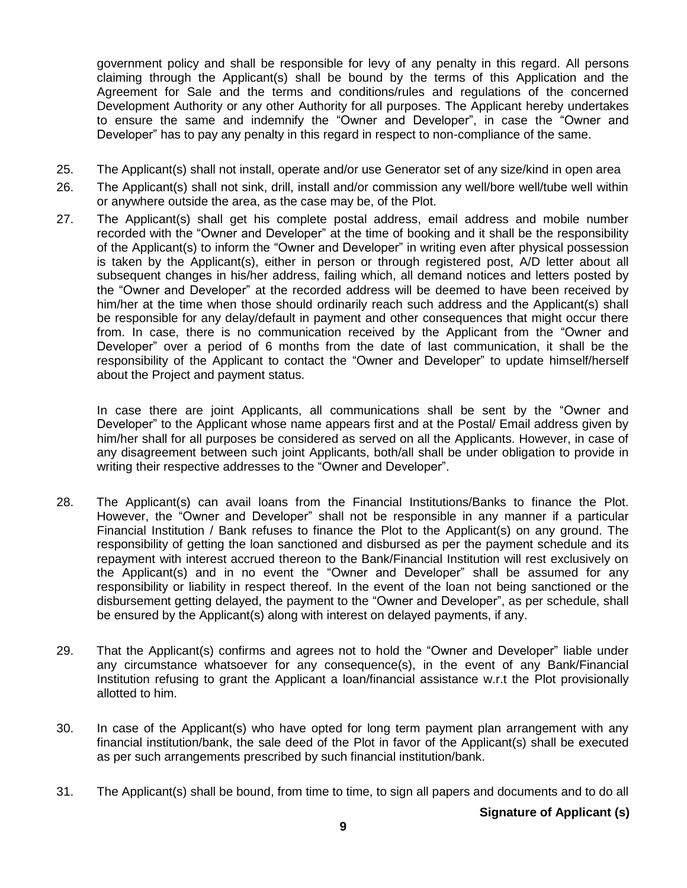government policy and shall be responsible for levy of any penalty in this regard. All persons claiming through the Applicant(s) shall be bound by the terms of this Application and the Agreement for Sale and the terms and conditions/rules and regulations of the concerned Development Authority or any other Authority for all purposes. The Applicant hereby undertakes to ensure the same and indemnify the "Owner and Developer", in case the "Owner and Developer" has to pay any penalty in this regard in respect to non-compliance of the same.

25. The Applicant(s) shall not install, operate and/or use Generator set of any size/kind in open area

26. The Applicant(s) shall not sink, drill, install and/or commission any well/bore well/tube well within or anywhere outside the area, as the case may be, of the Plot.

27. The Applicant(s) shall get his complete postal address, email address and mobile number recorded with the "Owner and Developer" at the time of booking and it shall be the responsibility of the Applicant(s) to inform the "Owner and Developer" in writing even after physical possession is taken by the Applicant(s), either in person or through registered post, A/D letter about all subsequent changes in his/her address, failing which, all demand notices and letters posted by the "Owner and Developer" at the recorded address will be deemed to have been received by him/her at the time when those should ordinarily reach such address and the Applicant(s) shall be responsible for any delay/default in payment and other consequences that might occur there from. In case, there is no communication received by the Applicant from the "Owner and Developer" over a period of 6 months from the date of last communication, it shall be the responsibility of the Applicant to contact the "Owner and Developer" to update himself/herself about the Project and payment status.

    In case there are joint Applicants, all communications shall be sent by the "Owner and Developer" to the Applicant whose name appears first and at the Postal/ Email address given by him/her shall for all purposes be considered as served on all the Applicants. However, in case of any disagreement between such joint Applicants, both/all shall be under obligation to provide in writing their respective addresses to the "Owner and Developer".

28. The Applicant(s) can avail loans from the Financial Institutions/Banks to finance the Plot. However, the "Owner and Developer" shall not be responsible in any manner if a particular Financial Institution / Bank refuses to finance the Plot to the Applicant(s) on any ground. The responsibility of getting the loan sanctioned and disbursed as per the payment schedule and its repayment with interest accrued thereon to the Bank/Financial Institution will rest exclusively on the Applicant(s) and in no event the "Owner and Developer" shall be assumed for any responsibility or liability in respect thereof. In the event of the loan not being sanctioned or the disbursement getting delayed, the payment to the "Owner and Developer", as per schedule, shall be ensured by the Applicant(s) along with interest on delayed payments, if any.

29. That the Applicant(s) confirms and agrees not to hold the "Owner and Developer" liable under any circumstance whatsoever for any consequence(s), in the event of any Bank/Financial Institution refusing to grant the Applicant a loan/financial assistance w.r.t the Plot provisionally allotted to him.

30. In case of the Applicant(s) who have opted for long term payment plan arrangement with any financial institution/bank, the sale deed of the Plot in favor of the Applicant(s) shall be executed as per such arrangements prescribed by such financial institution/bank.

31. The Applicant(s) shall be bound, from time to time, to sign all papers and documents and to do all

**Signature of Applicant (s)**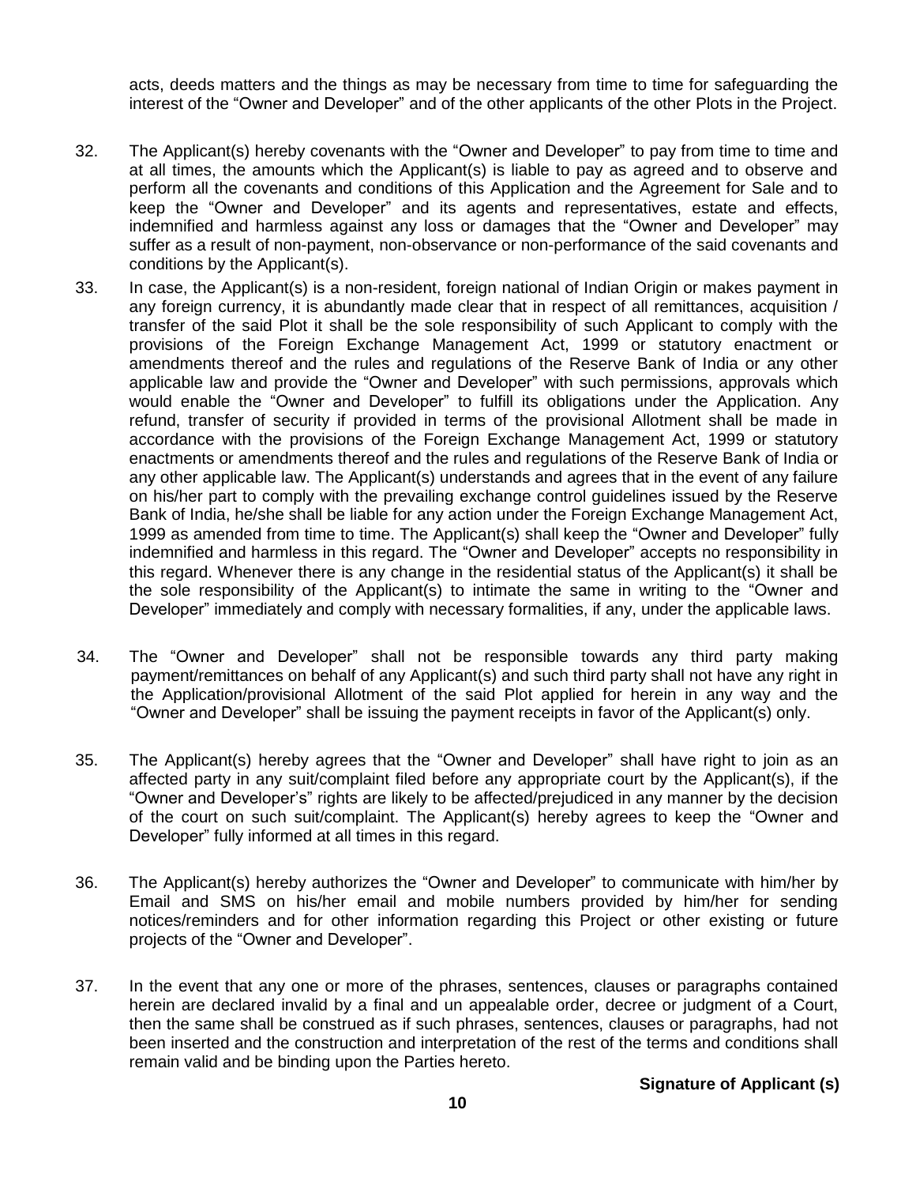acts, deeds matters and the things as may be necessary from time to time for safeguarding the interest of the "Owner and Developer" and of the other applicants of the other Plots in the Project.

32. The Applicant(s) hereby covenants with the "Owner and Developer" to pay from time to time and at all times, the amounts which the Applicant(s) is liable to pay as agreed and to observe and perform all the covenants and conditions of this Application and the Agreement for Sale and to keep the "Owner and Developer" and its agents and representatives, estate and effects, indemnified and harmless against any loss or damages that the "Owner and Developer" may suffer as a result of non-payment, non-observance or non-performance of the said covenants and conditions by the Applicant(s).

33. In case, the Applicant(s) is a non-resident, foreign national of Indian Origin or makes payment in any foreign currency, it is abundantly made clear that in respect of all remittances, acquisition / transfer of the said Plot it shall be the sole responsibility of such Applicant to comply with the provisions of the Foreign Exchange Management Act, 1999 or statutory enactment or amendments thereof and the rules and regulations of the Reserve Bank of India or any other applicable law and provide the "Owner and Developer" with such permissions, approvals which would enable the "Owner and Developer" to fulfill its obligations under the Application. Any refund, transfer of security if provided in terms of the provisional Allotment shall be made in accordance with the provisions of the Foreign Exchange Management Act, 1999 or statutory enactments or amendments thereof and the rules and regulations of the Reserve Bank of India or any other applicable law. The Applicant(s) understands and agrees that in the event of any failure on his/her part to comply with the prevailing exchange control guidelines issued by the Reserve Bank of India, he/she shall be liable for any action under the Foreign Exchange Management Act, 1999 as amended from time to time. The Applicant(s) shall keep the "Owner and Developer" fully indemnified and harmless in this regard. The "Owner and Developer" accepts no responsibility in this regard. Whenever there is any change in the residential status of the Applicant(s) it shall be the sole responsibility of the Applicant(s) to intimate the same in writing to the "Owner and Developer" immediately and comply with necessary formalities, if any, under the applicable laws.

34. The "Owner and Developer" shall not be responsible towards any third party making payment/remittances on behalf of any Applicant(s) and such third party shall not have any right in the Application/provisional Allotment of the said Plot applied for herein in any way and the "Owner and Developer" shall be issuing the payment receipts in favor of the Applicant(s) only.

35. The Applicant(s) hereby agrees that the "Owner and Developer" shall have right to join as an affected party in any suit/complaint filed before any appropriate court by the Applicant(s), if the "Owner and Developer's" rights are likely to be affected/prejudiced in any manner by the decision of the court on such suit/complaint. The Applicant(s) hereby agrees to keep the "Owner and Developer" fully informed at all times in this regard.

36. The Applicant(s) hereby authorizes the "Owner and Developer" to communicate with him/her by Email and SMS on his/her email and mobile numbers provided by him/her for sending notices/reminders and for other information regarding this Project or other existing or future projects of the "Owner and Developer".

37. In the event that any one or more of the phrases, sentences, clauses or paragraphs contained herein are declared invalid by a final and un appealable order, decree or judgment of a Court, then the same shall be construed as if such phrases, sentences, clauses or paragraphs, had not been inserted and the construction and interpretation of the rest of the terms and conditions shall remain valid and be binding upon the Parties hereto.

**Signature of Applicant (s)**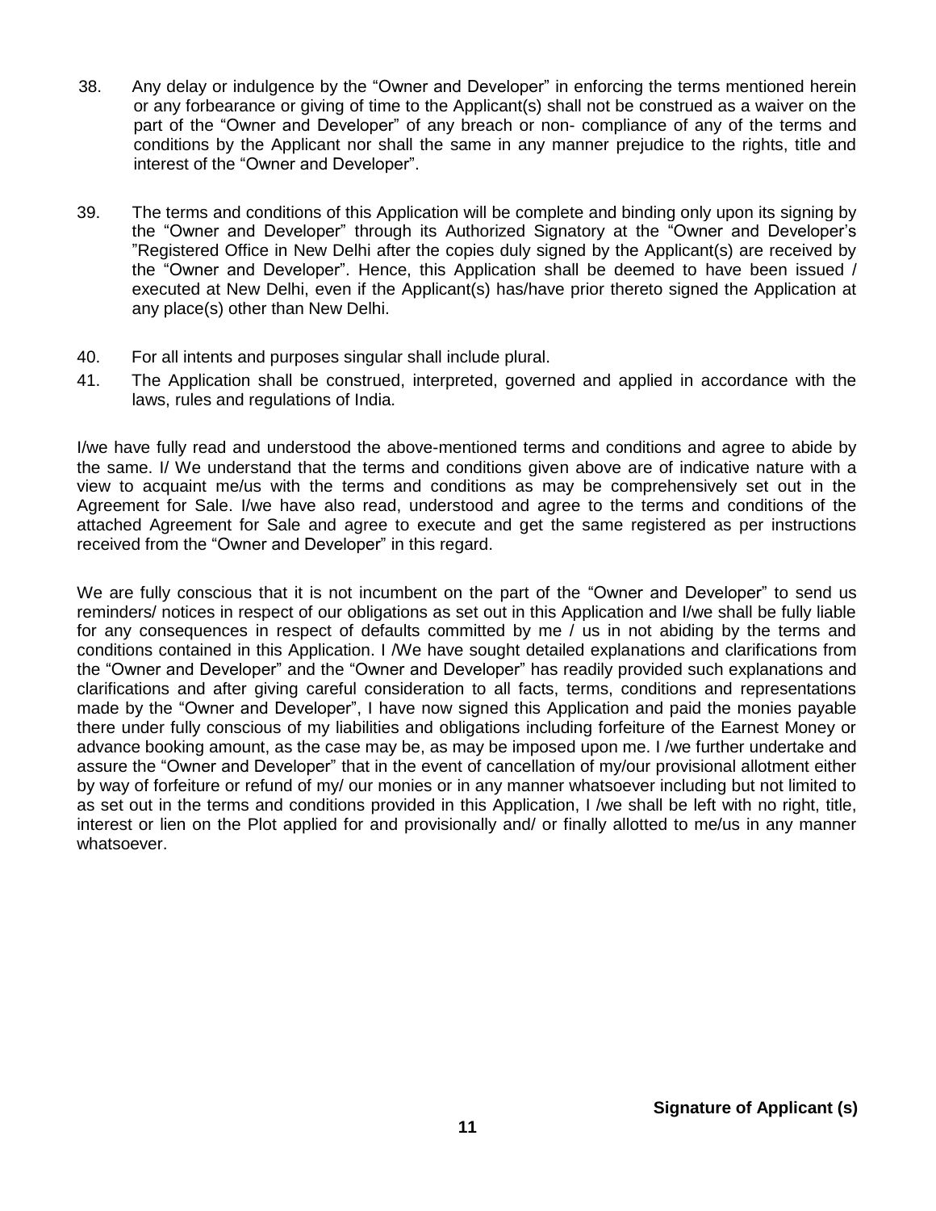38. Any delay or indulgence by the "Owner and Developer" in enforcing the terms mentioned herein or any forbearance or giving of time to the Applicant(s) shall not be construed as a waiver on the part of the "Owner and Developer" of any breach or non- compliance of any of the terms and conditions by the Applicant nor shall the same in any manner prejudice to the rights, title and interest of the "Owner and Developer".

39. The terms and conditions of this Application will be complete and binding only upon its signing by the "Owner and Developer" through its Authorized Signatory at the "Owner and Developer's "Registered Office in New Delhi after the copies duly signed by the Applicant(s) are received by the "Owner and Developer". Hence, this Application shall be deemed to have been issued / executed at New Delhi, even if the Applicant(s) has/have prior thereto signed the Application at any place(s) other than New Delhi.

40. For all intents and purposes singular shall include plural.

41. The Application shall be construed, interpreted, governed and applied in accordance with the laws, rules and regulations of India.

I/we have fully read and understood the above-mentioned terms and conditions and agree to abide by the same. I/ We understand that the terms and conditions given above are of indicative nature with a view to acquaint me/us with the terms and conditions as may be comprehensively set out in the Agreement for Sale. I/we have also read, understood and agree to the terms and conditions of the attached Agreement for Sale and agree to execute and get the same registered as per instructions received from the "Owner and Developer" in this regard.

We are fully conscious that it is not incumbent on the part of the "Owner and Developer" to send us reminders/ notices in respect of our obligations as set out in this Application and I/we shall be fully liable for any consequences in respect of defaults committed by me / us in not abiding by the terms and conditions contained in this Application. I /We have sought detailed explanations and clarifications from the "Owner and Developer" and the "Owner and Developer" has readily provided such explanations and clarifications and after giving careful consideration to all facts, terms, conditions and representations made by the "Owner and Developer", I have now signed this Application and paid the monies payable there under fully conscious of my liabilities and obligations including forfeiture of the Earnest Money or advance booking amount, as the case may be, as may be imposed upon me. I /we further undertake and assure the "Owner and Developer" that in the event of cancellation of my/our provisional allotment either by way of forfeiture or refund of my/ our monies or in any manner whatsoever including but not limited to as set out in the terms and conditions provided in this Application, I /we shall be left with no right, title, interest or lien on the Plot applied for and provisionally and/ or finally allotted to me/us in any manner whatsoever.

**Signature of Applicant (s)**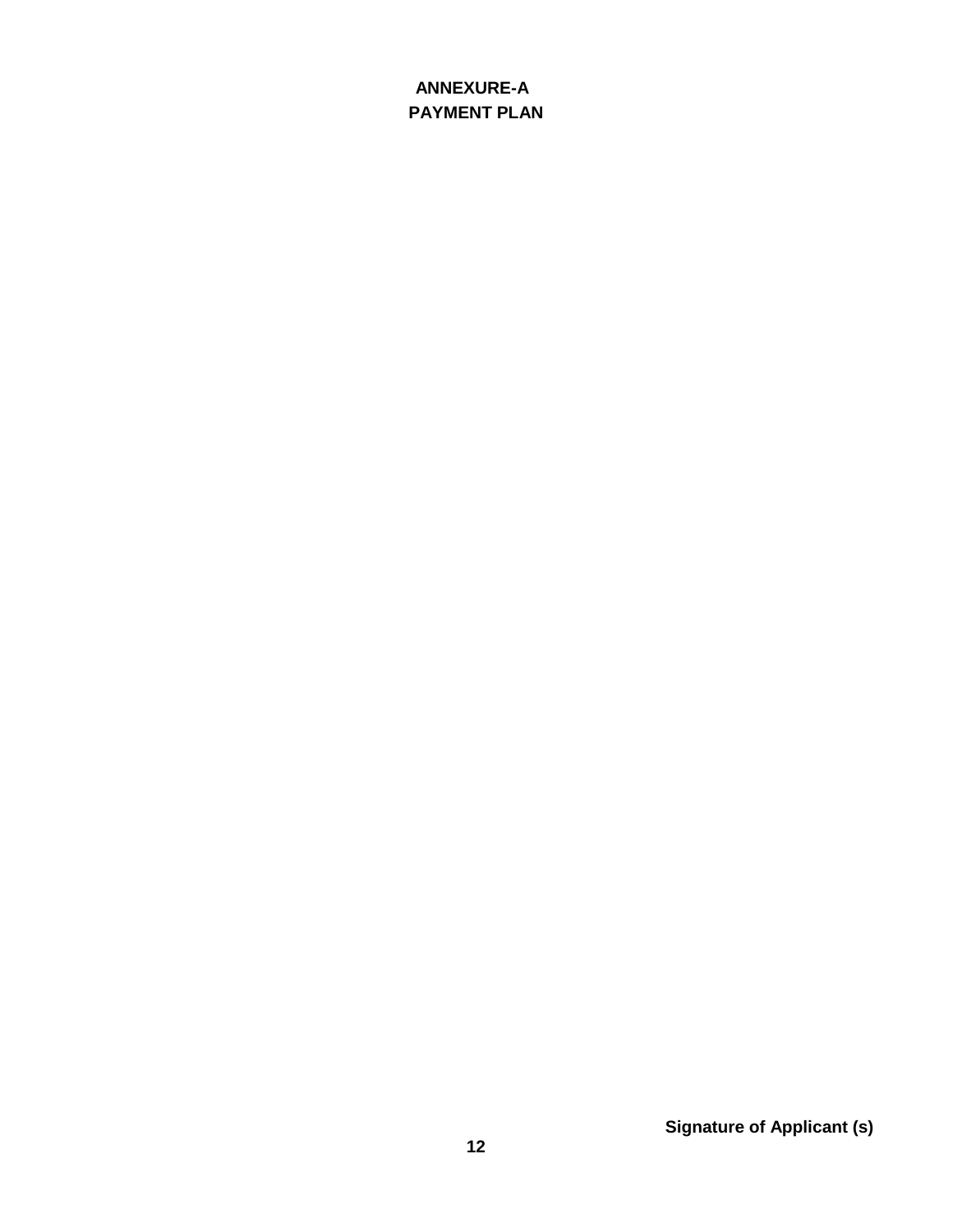# ANNEXURE-A

## PAYMENT PLAN

**Signature of Applicant (s)**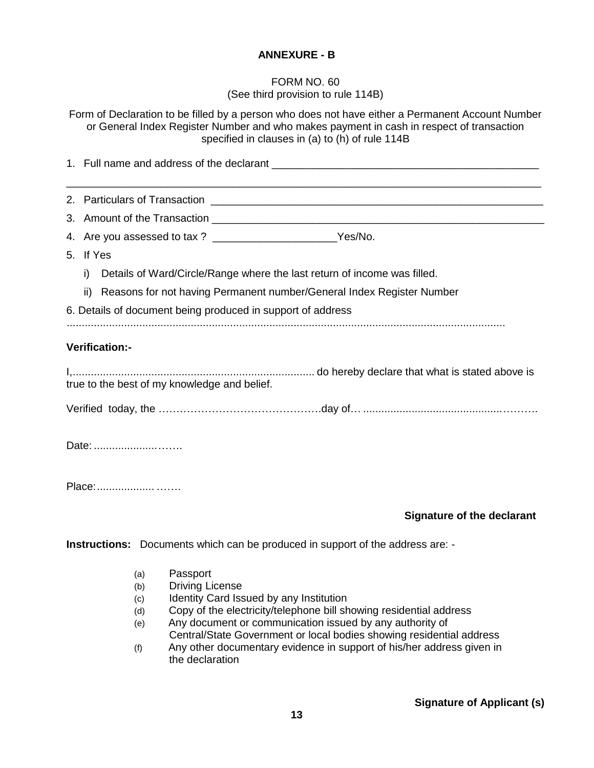## ANNEXURE - B

FORM NO. 60
(See third provision to rule 114B)

Form of Declaration to be filled by a person who does not have either a Permanent Account Number or General Index Register Number and who makes payment in cash in respect of transaction specified in clauses in (a) to (h) of rule 114B

1. Full name and address of the declarant _______________________________________________

_____________________________________________________________________________

2. Particulars of Transaction ___________________________________________________________
3. Amount of the Transaction ___________________________________________________________
4. Are you assessed to tax ? _____________________Yes/No.
5. If Yes
   - i) Details of Ward/Circle/Range where the last return of income was filled.
   - ii) Reasons for not having Permanent number/General Index Register Number

6. Details of document being produced in support of address

..................................................................................................................................................

**Verification:-**

I,............................................................................... do hereby declare that what is stated above is true to the best of my knowledge and belief.

Verified today, the ……………………………………….day of… ..........................................……….

Date: ....................…….

Place:.................. …….

**Signature of the declarant**

**Instructions:** Documents which can be produced in support of the address are: -

(a) Passport
(b) Driving License
(c) Identity Card Issued by any Institution
(d) Copy of the electricity/telephone bill showing residential address
(e) Any document or communication issued by any authority of Central/State Government or local bodies showing residential address
(f) Any other documentary evidence in support of his/her address given in the declaration

**Signature of Applicant (s)**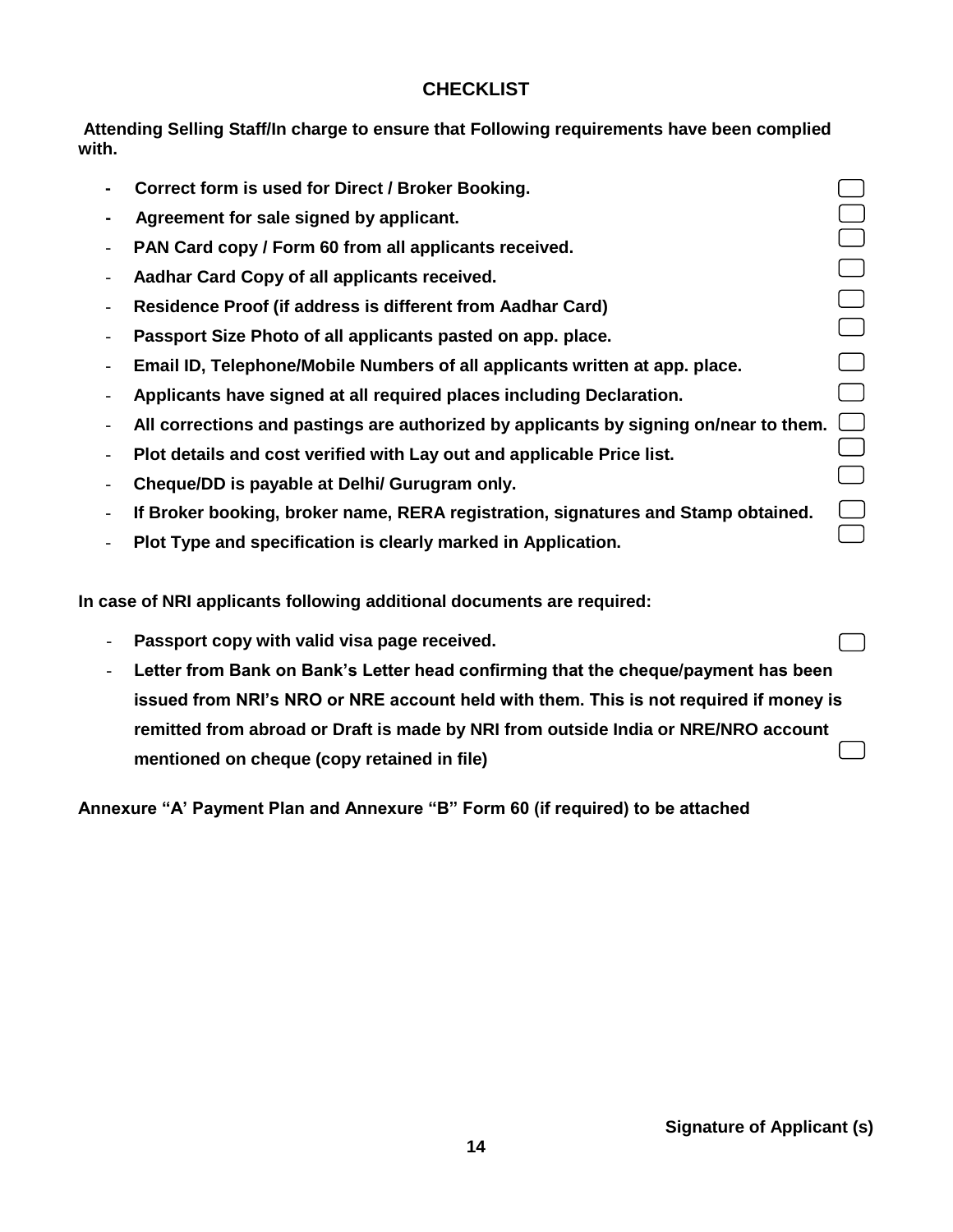## CHECKLIST

**Attending Selling Staff/In charge to ensure that Following requirements have been complied with.**

- **Correct form is used for Direct / Broker Booking.** ☐
- **Agreement for sale signed by applicant.** ☐
- **PAN Card copy / Form 60 from all applicants received.** ☐
- **Aadhar Card Copy of all applicants received.** ☐
- **Residence Proof (if address is different from Aadhar Card)** ☐
- **Passport Size Photo of all applicants pasted on app. place.** ☐
- **Email ID, Telephone/Mobile Numbers of all applicants written at app. place.** ☐
- **Applicants have signed at all required places including Declaration.** ☐
- **All corrections and pastings are authorized by applicants by signing on/near to them.** ☐
- **Plot details and cost verified with Lay out and applicable Price list.** ☐
- **Cheque/DD is payable at Delhi/ Gurugram only.** ☐
- **If Broker booking, broker name, RERA registration, signatures and Stamp obtained.** ☐
- **Plot Type and specification is clearly marked in Application.** ☐

**In case of NRI applicants following additional documents are required:**

- **Passport copy with valid visa page received.** ☐
- **Letter from Bank on Bank's Letter head confirming that the cheque/payment has been issued from NRI's NRO or NRE account held with them. This is not required if money is remitted from abroad or Draft is made by NRI from outside India or NRE/NRO account mentioned on cheque (copy retained in file)** ☐

**Annexure "A' Payment Plan and Annexure "B" Form 60 (if required) to be attached**

**Signature of Applicant (s)**